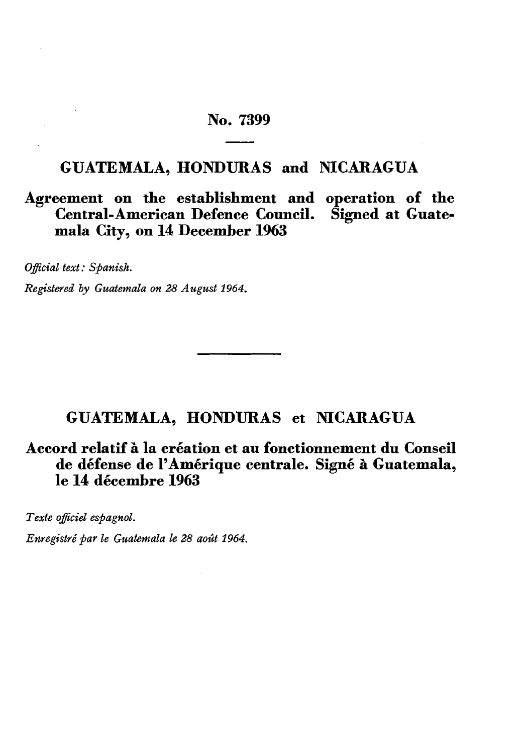# No. 7399

## GUATEMALA, HONDURAS and NICARAGUA

### Agreement on the establishment and operation of the Central-American Defence Council. Signed at Guatemala City, on 14 December 1963

*Official text: Spanish.*

*Registered by Guatemala on 28 August 1964.*

## GUATEMALA, HONDURAS et NICARAGUA

### Accord relatif à la création et au fonctionnement du Conseil de défense de l'Amérique centrale. Signé à Guatemala, le 14 décembre 1963

*Texte officiel espagnol.*

*Enregistré par le Guatemala le 28 août 1964.*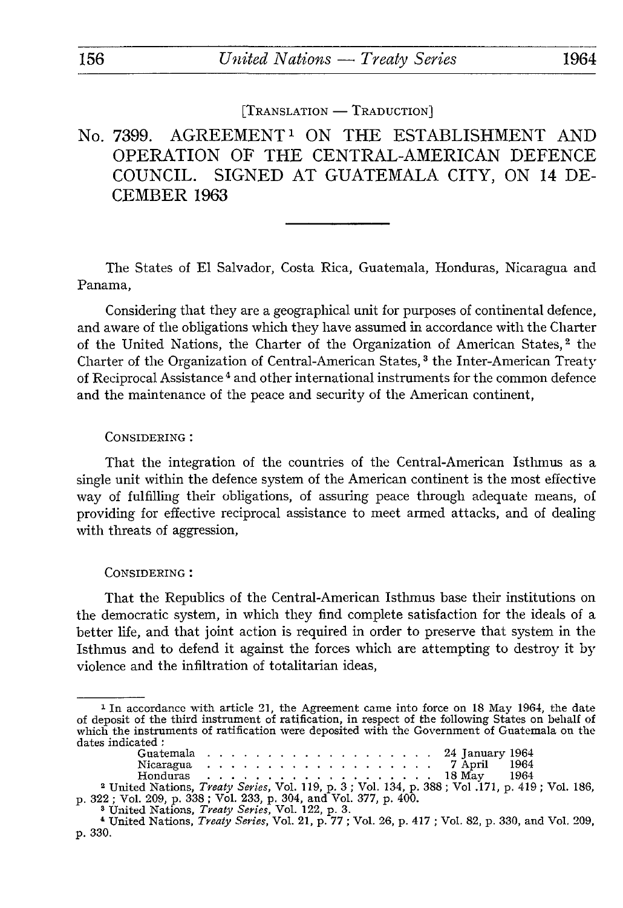[Translation — Traduction]

# No. 7399. AGREEMENT[1] ON THE ESTABLISHMENT AND OPERATION OF THE CENTRAL-AMERICAN DEFENCE COUNCIL. SIGNED AT GUATEMALA CITY, ON 14 DECEMBER 1963

The States of El Salvador, Costa Rica, Guatemala, Honduras, Nicaragua and Panama,

Considering that they are a geographical unit for purposes of continental defence, and aware of the obligations which they have assumed in accordance with the Charter of the United Nations, the Charter of the Organization of American States,[2] the Charter of the Organization of Central-American States,[3] the Inter-American Treaty of Reciprocal Assistance[4] and other international instruments for the common defence and the maintenance of the peace and security of the American continent,

Considering:

That the integration of the countries of the Central-American Isthmus as a single unit within the defence system of the American continent is the most effective way of fulfilling their obligations, of assuring peace through adequate means, of providing for effective reciprocal assistance to meet armed attacks, and of dealing with threats of aggression,

Considering:

That the Republics of the Central-American Isthmus base their institutions on the democratic system, in which they find complete satisfaction for the ideals of a better life, and that joint action is required in order to preserve that system in the Isthmus and to defend it against the forces which are attempting to destroy it by violence and the infiltration of totalitarian ideas,

---

[1] In accordance with article 21, the Agreement came into force on 18 May 1964, the date of deposit of the third instrument of ratification, in respect of the following States on behalf of which the instruments of ratification were deposited with the Government of Guatemala on the dates indicated:

| | |
|---|---|
| Guatemala | 24 January 1964 |
| Nicaragua | 7 April 1964 |
| Honduras | 18 May 1964 |

[2] United Nations, *Treaty Series*, Vol. 119, p. 3; Vol. 134, p. 388; Vol .171, p. 419; Vol. 186, p. 322; Vol. 209, p. 338; Vol. 233, p. 304, and Vol. 377, p. 400.

[3] United Nations, *Treaty Series*, Vol. 122, p. 3.

[4] United Nations, *Treaty Series*, Vol. 21, p. 77; Vol. 26, p. 417; Vol. 82, p. 330, and Vol. 209, p. 330.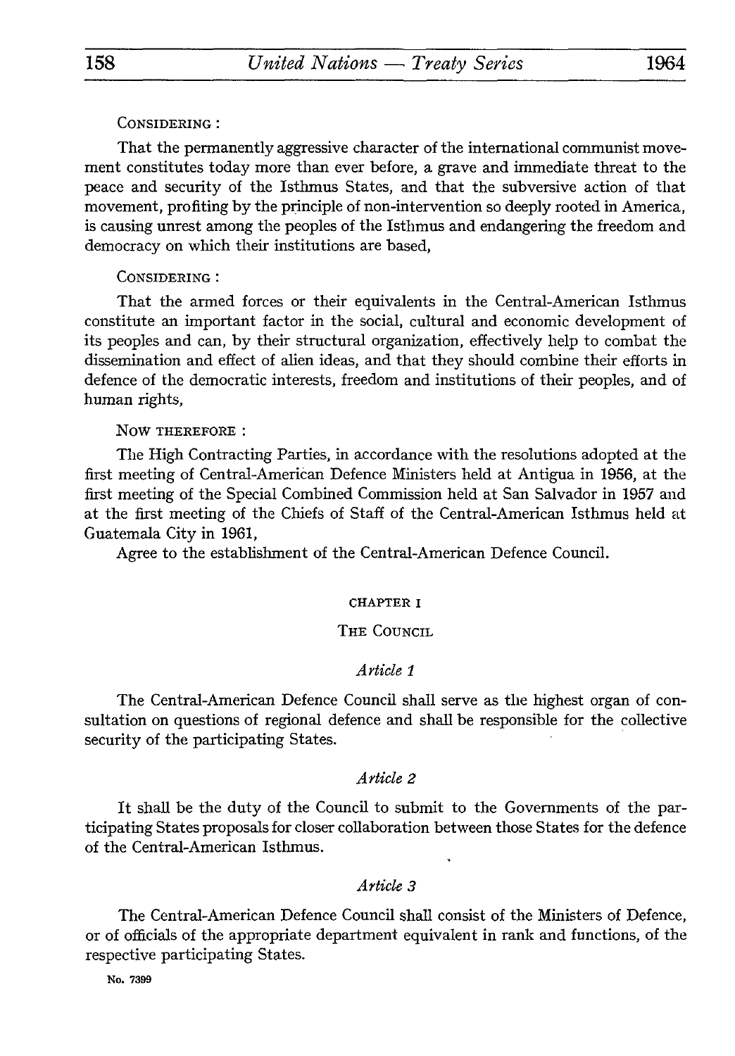CONSIDERING :

That the permanently aggressive character of the international communist movement constitutes today more than ever before, a grave and immediate threat to the peace and security of the Isthmus States, and that the subversive action of that movement, profiting by the principle of non-intervention so deeply rooted in America, is causing unrest among the peoples of the Isthmus and endangering the freedom and democracy on which their institutions are based,

CONSIDERING :

That the armed forces or their equivalents in the Central-American Isthmus constitute an important factor in the social, cultural and economic development of its peoples and can, by their structural organization, effectively help to combat the dissemination and effect of alien ideas, and that they should combine their efforts in defence of the democratic interests, freedom and institutions of their peoples, and of human rights,

NOW THEREFORE :

The High Contracting Parties, in accordance with the resolutions adopted at the first meeting of Central-American Defence Ministers held at Antigua in 1956, at the first meeting of the Special Combined Commission held at San Salvador in 1957 and at the first meeting of the Chiefs of Staff of the Central-American Isthmus held at Guatemala City in 1961,

Agree to the establishment of the Central-American Defence Council.

## CHAPTER I

## THE COUNCIL

### *Article 1*

The Central-American Defence Council shall serve as the highest organ of consultation on questions of regional defence and shall be responsible for the collective security of the participating States.

### *Article 2*

It shall be the duty of the Council to submit to the Governments of the participating States proposals for closer collaboration between those States for the defence of the Central-American Isthmus.

### *Article 3*

The Central-American Defence Council shall consist of the Ministers of Defence, or of officials of the appropriate department equivalent in rank and functions, of the respective participating States.

No. 7399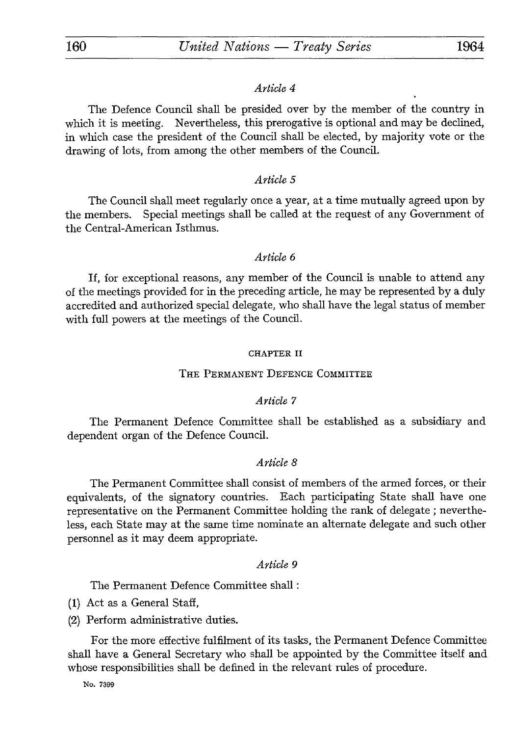*Article 4*

The Defence Council shall be presided over by the member of the country in which it is meeting. Nevertheless, this prerogative is optional and may be declined, in which case the president of the Council shall be elected, by majority vote or the drawing of lots, from among the other members of the Council.

*Article 5*

The Council shall meet regularly once a year, at a time mutually agreed upon by the members. Special meetings shall be called at the request of any Government of the Central-American Isthmus.

*Article 6*

If, for exceptional reasons, any member of the Council is unable to attend any of the meetings provided for in the preceding article, he may be represented by a duly accredited and authorized special delegate, who shall have the legal status of member with full powers at the meetings of the Council.

## CHAPTER II

## THE PERMANENT DEFENCE COMMITTEE

*Article 7*

The Permanent Defence Committee shall be established as a subsidiary and dependent organ of the Defence Council.

*Article 8*

The Permanent Committee shall consist of members of the armed forces, or their equivalents, of the signatory countries. Each participating State shall have one representative on the Permanent Committee holding the rank of delegate ; nevertheless, each State may at the same time nominate an alternate delegate and such other personnel as it may deem appropriate.

*Article 9*

The Permanent Defence Committee shall :

(1) Act as a General Staff,

(2) Perform administrative duties.

For the more effective fulfilment of its tasks, the Permanent Defence Committee shall have a General Secretary who shall be appointed by the Committee itself and whose responsibilities shall be defined in the relevant rules of procedure.

No. 7399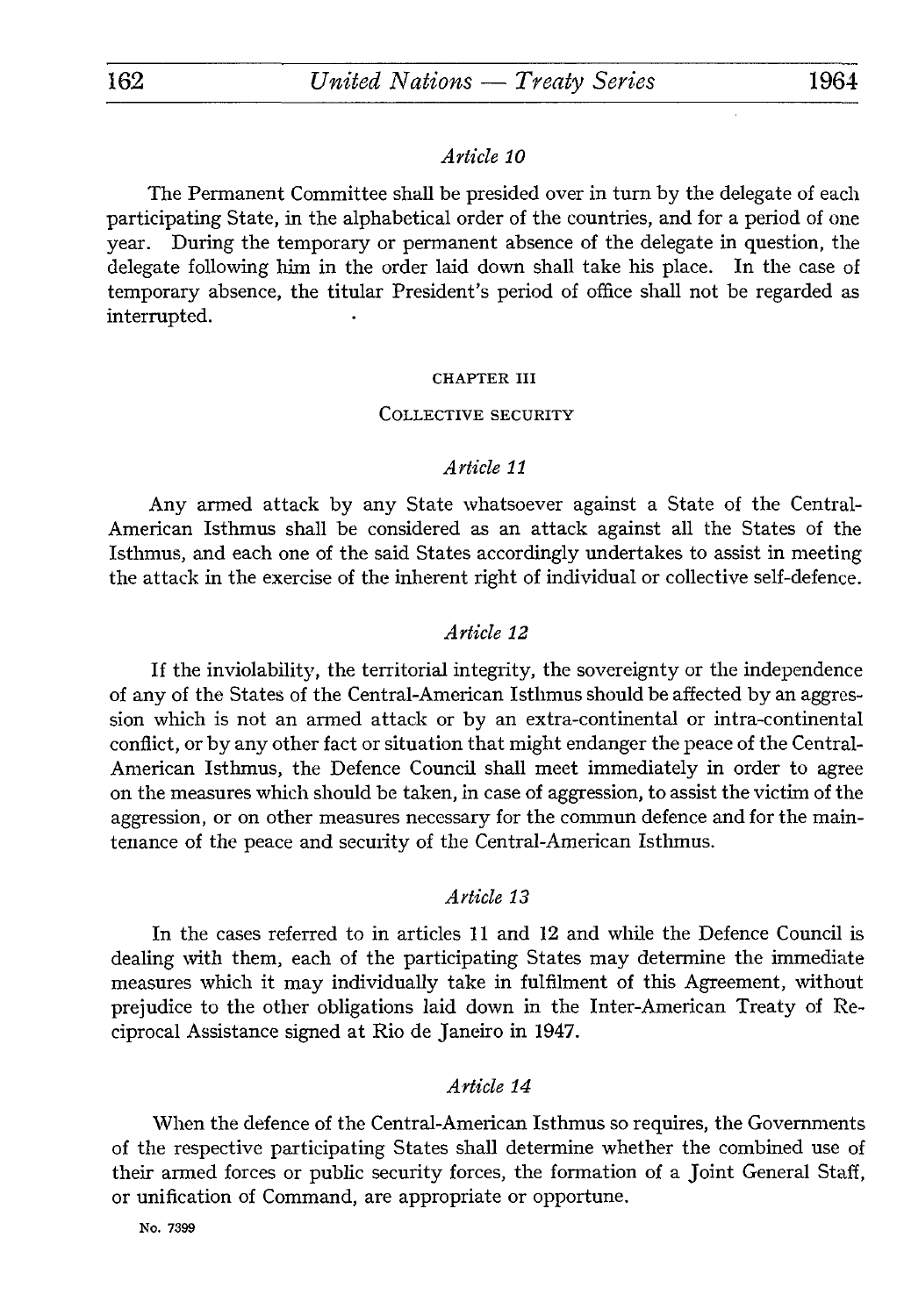*Article 10*

The Permanent Committee shall be presided over in turn by the delegate of each participating State, in the alphabetical order of the countries, and for a period of one year. During the temporary or permanent absence of the delegate in question, the delegate following him in the order laid down shall take his place. In the case of temporary absence, the titular President's period of office shall not be regarded as interrupted.

## CHAPTER III

## COLLECTIVE SECURITY

*Article 11*

Any armed attack by any State whatsoever against a State of the Central-American Isthmus shall be considered as an attack against all the States of the Isthmus, and each one of the said States accordingly undertakes to assist in meeting the attack in the exercise of the inherent right of individual or collective self-defence.

*Article 12*

If the inviolability, the territorial integrity, the sovereignty or the independence of any of the States of the Central-American Isthmus should be affected by an aggression which is not an armed attack or by an extra-continental or intra-continental conflict, or by any other fact or situation that might endanger the peace of the Central-American Isthmus, the Defence Council shall meet immediately in order to agree on the measures which should be taken, in case of aggression, to assist the victim of the aggression, or on other measures necessary for the commun defence and for the maintenance of the peace and security of the Central-American Isthmus.

*Article 13*

In the cases referred to in articles 11 and 12 and while the Defence Council is dealing with them, each of the participating States may determine the immediate measures which it may individually take in fulfilment of this Agreement, without prejudice to the other obligations laid down in the Inter-American Treaty of Reciprocal Assistance signed at Rio de Janeiro in 1947.

*Article 14*

When the defence of the Central-American Isthmus so requires, the Governments of the respective participating States shall determine whether the combined use of their armed forces or public security forces, the formation of a Joint General Staff, or unification of Command, are appropriate or opportune.

No. 7399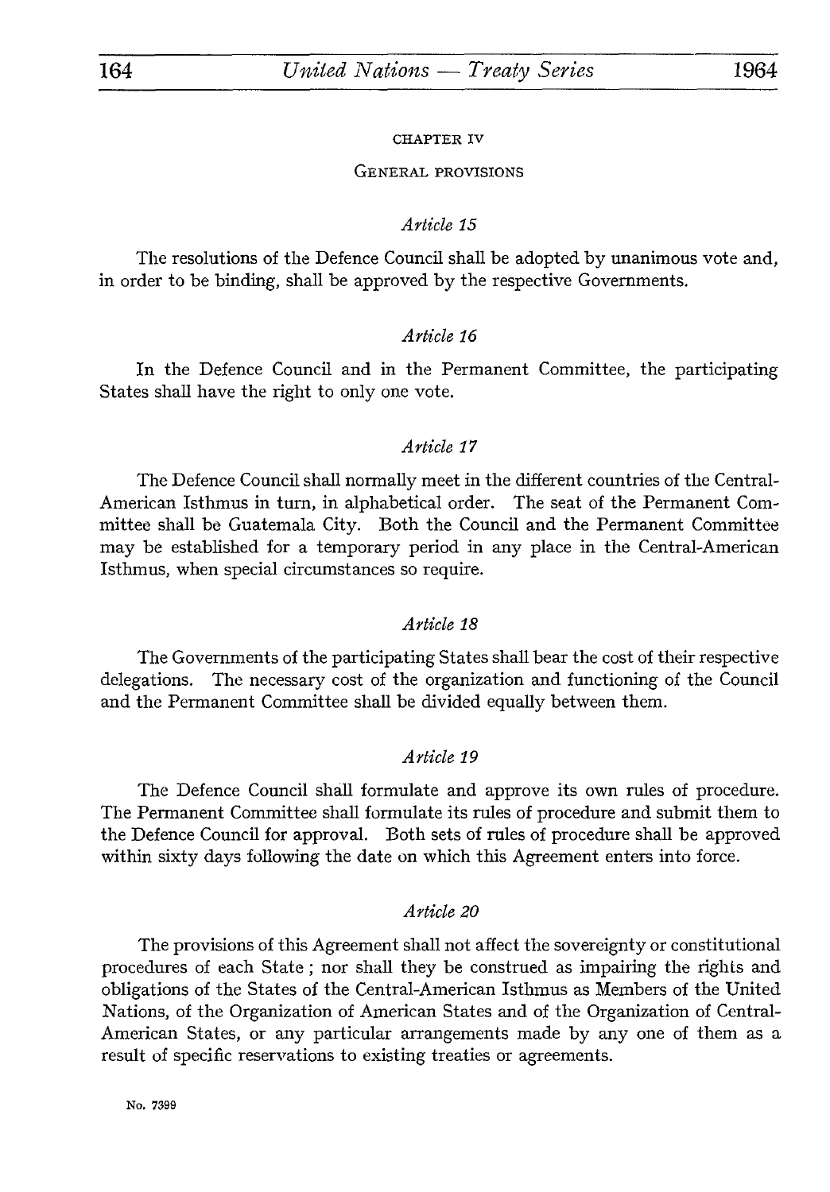## CHAPTER IV

### GENERAL PROVISIONS

*Article 15*

The resolutions of the Defence Council shall be adopted by unanimous vote and, in order to be binding, shall be approved by the respective Governments.

*Article 16*

In the Defence Council and in the Permanent Committee, the participating States shall have the right to only one vote.

*Article 17*

The Defence Council shall normally meet in the different countries of the Central-American Isthmus in turn, in alphabetical order. The seat of the Permanent Committee shall be Guatemala City. Both the Council and the Permanent Committee may be established for a temporary period in any place in the Central-American Isthmus, when special circumstances so require.

*Article 18*

The Governments of the participating States shall bear the cost of their respective delegations. The necessary cost of the organization and functioning of the Council and the Permanent Committee shall be divided equally between them.

*Article 19*

The Defence Council shall formulate and approve its own rules of procedure. The Permanent Committee shall formulate its rules of procedure and submit them to the Defence Council for approval. Both sets of rules of procedure shall be approved within sixty days following the date on which this Agreement enters into force.

*Article 20*

The provisions of this Agreement shall not affect the sovereignty or constitutional procedures of each State ; nor shall they be construed as impairing the rights and obligations of the States of the Central-American Isthmus as Members of the United Nations, of the Organization of American States and of the Organization of Central-American States, or any particular arrangements made by any one of them as a result of specific reservations to existing treaties or agreements.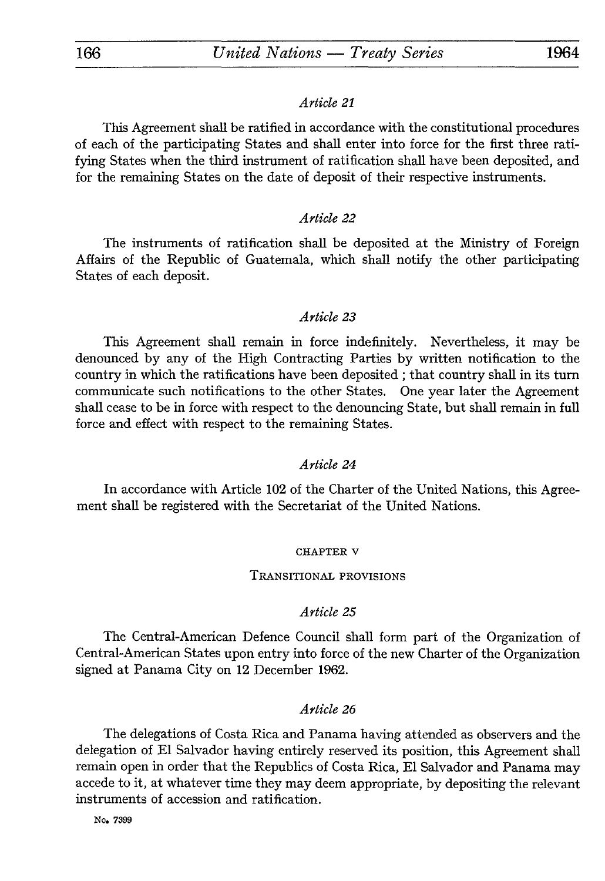*Article 21*

This Agreement shall be ratified in accordance with the constitutional procedures of each of the participating States and shall enter into force for the first three ratifying States when the third instrument of ratification shall have been deposited, and for the remaining States on the date of deposit of their respective instruments.

*Article 22*

The instruments of ratification shall be deposited at the Ministry of Foreign Affairs of the Republic of Guatemala, which shall notify the other participating States of each deposit.

*Article 23*

This Agreement shall remain in force indefinitely. Nevertheless, it may be denounced by any of the High Contracting Parties by written notification to the country in which the ratifications have been deposited ; that country shall in its turn communicate such notifications to the other States. One year later the Agreement shall cease to be in force with respect to the denouncing State, but shall remain in full force and effect with respect to the remaining States.

*Article 24*

In accordance with Article 102 of the Charter of the United Nations, this Agreement shall be registered with the Secretariat of the United Nations.

## CHAPTER V

## TRANSITIONAL PROVISIONS

*Article 25*

The Central-American Defence Council shall form part of the Organization of Central-American States upon entry into force of the new Charter of the Organization signed at Panama City on 12 December 1962.

*Article 26*

The delegations of Costa Rica and Panama having attended as observers and the delegation of El Salvador having entirely reserved its position, this Agreement shall remain open in order that the Republics of Costa Rica, El Salvador and Panama may accede to it, at whatever time they may deem appropriate, by depositing the relevant instruments of accession and ratification.

No. 7399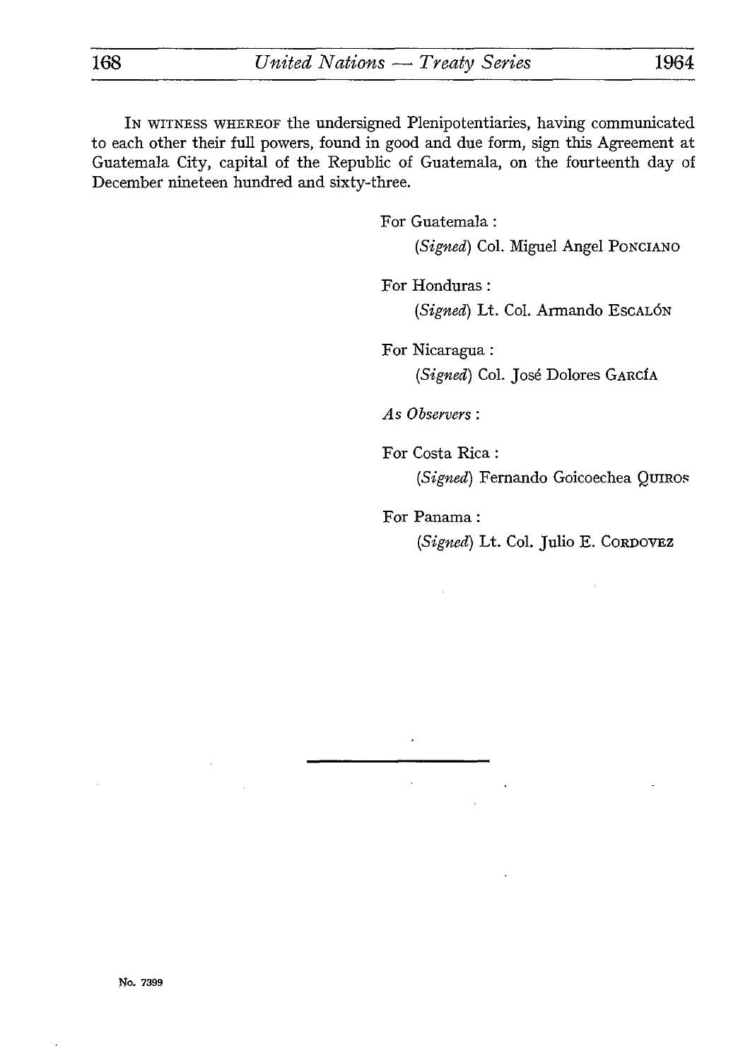IN WITNESS WHEREOF the undersigned Plenipotentiaries, having communicated to each other their full powers, found in good and due form, sign this Agreement at Guatemala City, capital of the Republic of Guatemala, on the fourteenth day of December nineteen hundred and sixty-three.

For Guatemala :

*(Signed)* Col. Miguel Angel PONCIANO

For Honduras :

*(Signed)* Lt. Col. Armando ESCALÓN

For Nicaragua :

*(Signed)* Col. José Dolores GARCÍA

*As Observers* :

For Costa Rica :

*(Signed)* Fernando Goicoechea QUIROS

For Panama :

*(Signed)* Lt. Col. Julio E. CORDOVEZ

No. 7399